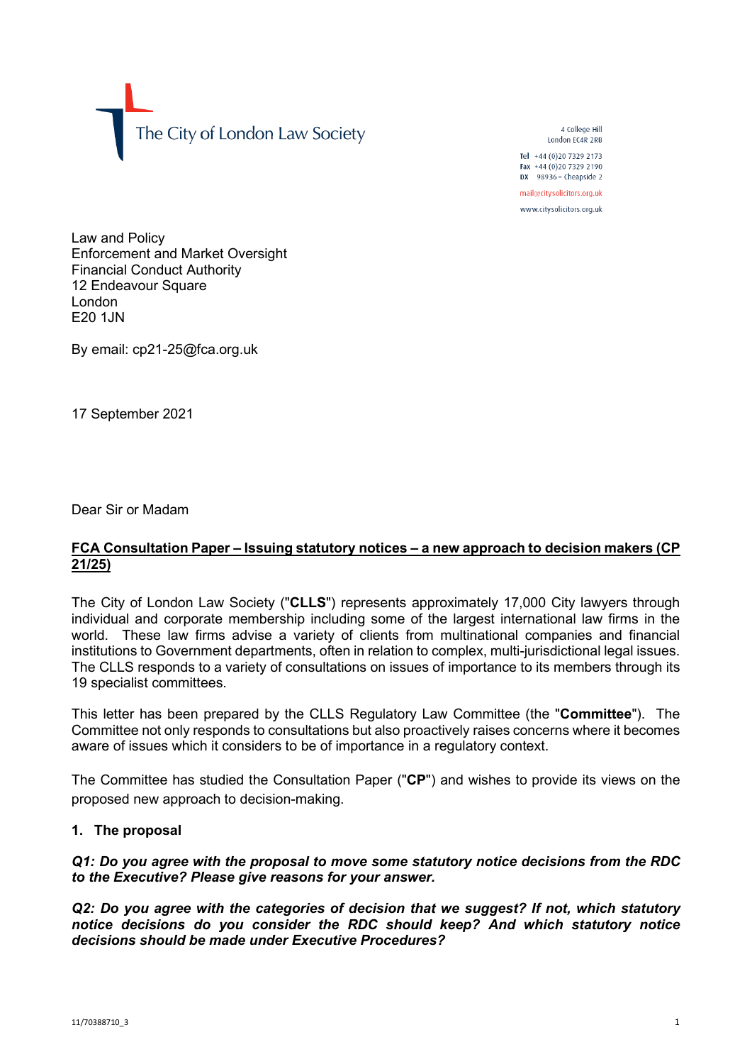The City of London Law Society

4 College Hill
London EC4R 2RB

Tel +44 (0)20 7329 2173
Fax +44 (0)20 7329 2190
DX 98936 – Cheapside 2

mail@citysolicitors.org.uk

www.citysolicitors.org.uk

Law and Policy
Enforcement and Market Oversight
Financial Conduct Authority
12 Endeavour Square
London
E20 1JN

By email: cp21-25@fca.org.uk

17 September 2021

Dear Sir or Madam

**FCA Consultation Paper – Issuing statutory notices – a new approach to decision makers (CP 21/25)**

The City of London Law Society ("**CLLS**") represents approximately 17,000 City lawyers through individual and corporate membership including some of the largest international law firms in the world. These law firms advise a variety of clients from multinational companies and financial institutions to Government departments, often in relation to complex, multi-jurisdictional legal issues. The CLLS responds to a variety of consultations on issues of importance to its members through its 19 specialist committees.

This letter has been prepared by the CLLS Regulatory Law Committee (the "**Committee**"). The Committee not only responds to consultations but also proactively raises concerns where it becomes aware of issues which it considers to be of importance in a regulatory context.

The Committee has studied the Consultation Paper ("**CP**") and wishes to provide its views on the proposed new approach to decision-making.

## 1. The proposal

***Q1: Do you agree with the proposal to move some statutory notice decisions from the RDC to the Executive? Please give reasons for your answer.***

***Q2: Do you agree with the categories of decision that we suggest? If not, which statutory notice decisions do you consider the RDC should keep? And which statutory notice decisions should be made under Executive Procedures?***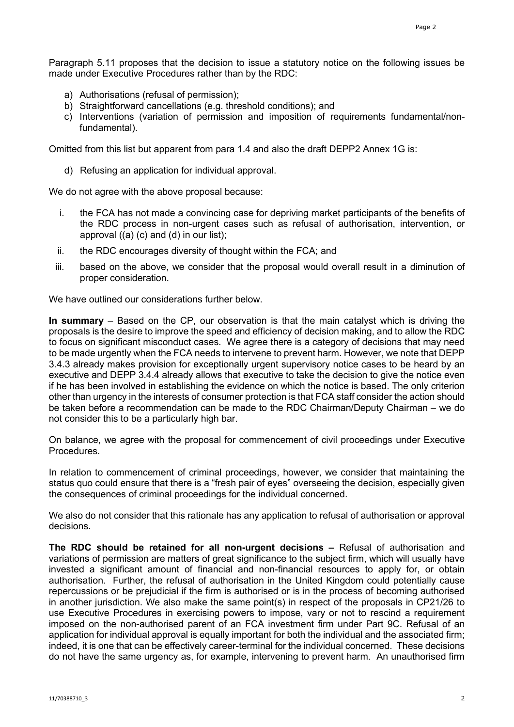Paragraph 5.11 proposes that the decision to issue a statutory notice on the following issues be made under Executive Procedures rather than by the RDC:

a) Authorisations (refusal of permission);
b) Straightforward cancellations (e.g. threshold conditions); and
c) Interventions (variation of permission and imposition of requirements fundamental/non-fundamental).

Omitted from this list but apparent from para 1.4 and also the draft DEPP2 Annex 1G is:

d) Refusing an application for individual approval.

We do not agree with the above proposal because:

i. the FCA has not made a convincing case for depriving market participants of the benefits of the RDC process in non-urgent cases such as refusal of authorisation, intervention, or approval ((a) (c) and (d) in our list);
ii. the RDC encourages diversity of thought within the FCA; and
iii. based on the above, we consider that the proposal would overall result in a diminution of proper consideration.

We have outlined our considerations further below.

**In summary** – Based on the CP, our observation is that the main catalyst which is driving the proposals is the desire to improve the speed and efficiency of decision making, and to allow the RDC to focus on significant misconduct cases. We agree there is a category of decisions that may need to be made urgently when the FCA needs to intervene to prevent harm. However, we note that DEPP 3.4.3 already makes provision for exceptionally urgent supervisory notice cases to be heard by an executive and DEPP 3.4.4 already allows that executive to take the decision to give the notice even if he has been involved in establishing the evidence on which the notice is based. The only criterion other than urgency in the interests of consumer protection is that FCA staff consider the action should be taken before a recommendation can be made to the RDC Chairman/Deputy Chairman – we do not consider this to be a particularly high bar.

On balance, we agree with the proposal for commencement of civil proceedings under Executive Procedures.

In relation to commencement of criminal proceedings, however, we consider that maintaining the status quo could ensure that there is a "fresh pair of eyes" overseeing the decision, especially given the consequences of criminal proceedings for the individual concerned.

We also do not consider that this rationale has any application to refusal of authorisation or approval decisions.

**The RDC should be retained for all non-urgent decisions –** Refusal of authorisation and variations of permission are matters of great significance to the subject firm, which will usually have invested a significant amount of financial and non-financial resources to apply for, or obtain authorisation. Further, the refusal of authorisation in the United Kingdom could potentially cause repercussions or be prejudicial if the firm is authorised or is in the process of becoming authorised in another jurisdiction. We also make the same point(s) in respect of the proposals in CP21/26 to use Executive Procedures in exercising powers to impose, vary or not to rescind a requirement imposed on the non-authorised parent of an FCA investment firm under Part 9C. Refusal of an application for individual approval is equally important for both the individual and the associated firm; indeed, it is one that can be effectively career-terminal for the individual concerned. These decisions do not have the same urgency as, for example, intervening to prevent harm. An unauthorised firm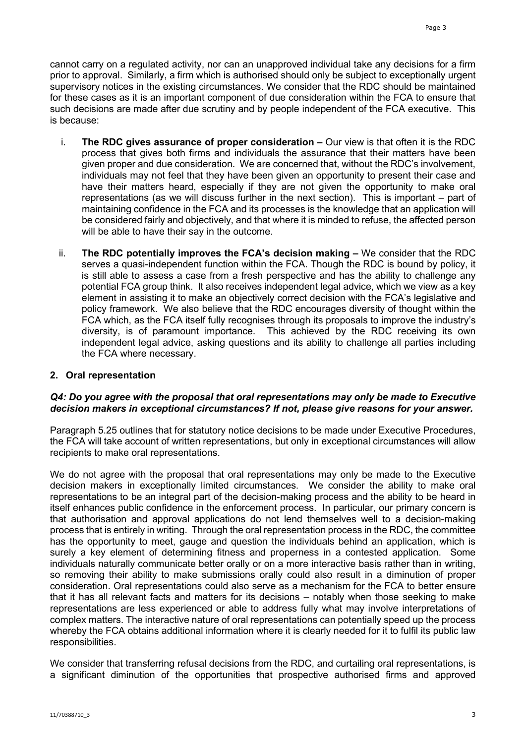cannot carry on a regulated activity, nor can an unapproved individual take any decisions for a firm prior to approval. Similarly, a firm which is authorised should only be subject to exceptionally urgent supervisory notices in the existing circumstances. We consider that the RDC should be maintained for these cases as it is an important component of due consideration within the FCA to ensure that such decisions are made after due scrutiny and by people independent of the FCA executive. This is because:

i. **The RDC gives assurance of proper consideration –** Our view is that often it is the RDC process that gives both firms and individuals the assurance that their matters have been given proper and due consideration. We are concerned that, without the RDC's involvement, individuals may not feel that they have been given an opportunity to present their case and have their matters heard, especially if they are not given the opportunity to make oral representations (as we will discuss further in the next section). This is important – part of maintaining confidence in the FCA and its processes is the knowledge that an application will be considered fairly and objectively, and that where it is minded to refuse, the affected person will be able to have their say in the outcome.

ii. **The RDC potentially improves the FCA's decision making –** We consider that the RDC serves a quasi-independent function within the FCA. Though the RDC is bound by policy, it is still able to assess a case from a fresh perspective and has the ability to challenge any potential FCA group think. It also receives independent legal advice, which we view as a key element in assisting it to make an objectively correct decision with the FCA's legislative and policy framework. We also believe that the RDC encourages diversity of thought within the FCA which, as the FCA itself fully recognises through its proposals to improve the industry's diversity, is of paramount importance. This achieved by the RDC receiving its own independent legal advice, asking questions and its ability to challenge all parties including the FCA where necessary.

## 2. Oral representation

***Q4: Do you agree with the proposal that oral representations may only be made to Executive decision makers in exceptional circumstances? If not, please give reasons for your answer.***

Paragraph 5.25 outlines that for statutory notice decisions to be made under Executive Procedures, the FCA will take account of written representations, but only in exceptional circumstances will allow recipients to make oral representations.

We do not agree with the proposal that oral representations may only be made to the Executive decision makers in exceptionally limited circumstances. We consider the ability to make oral representations to be an integral part of the decision-making process and the ability to be heard in itself enhances public confidence in the enforcement process. In particular, our primary concern is that authorisation and approval applications do not lend themselves well to a decision-making process that is entirely in writing. Through the oral representation process in the RDC, the committee has the opportunity to meet, gauge and question the individuals behind an application, which is surely a key element of determining fitness and properness in a contested application. Some individuals naturally communicate better orally or on a more interactive basis rather than in writing, so removing their ability to make submissions orally could also result in a diminution of proper consideration. Oral representations could also serve as a mechanism for the FCA to better ensure that it has all relevant facts and matters for its decisions – notably when those seeking to make representations are less experienced or able to address fully what may involve interpretations of complex matters. The interactive nature of oral representations can potentially speed up the process whereby the FCA obtains additional information where it is clearly needed for it to fulfil its public law responsibilities.

We consider that transferring refusal decisions from the RDC, and curtailing oral representations, is a significant diminution of the opportunities that prospective authorised firms and approved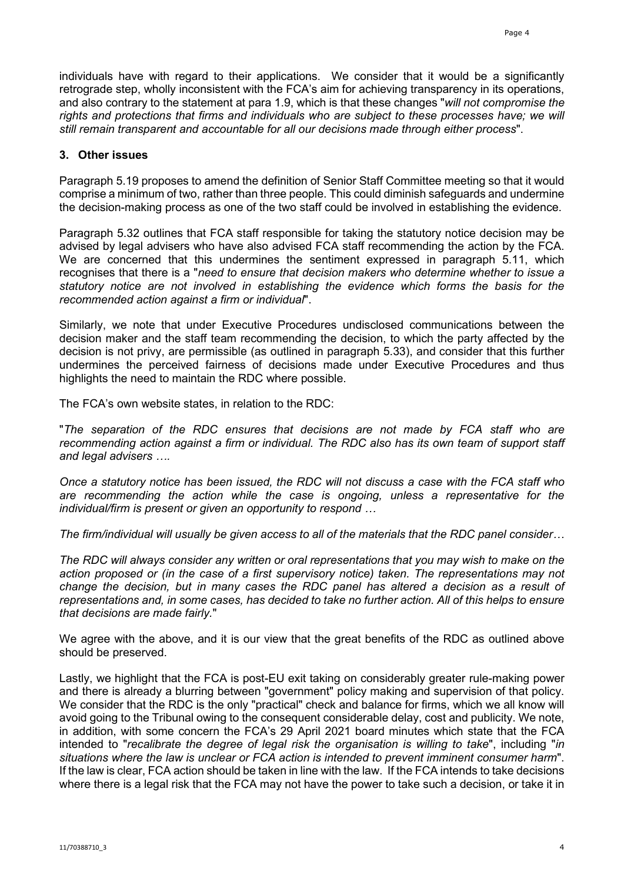individuals have with regard to their applications. We consider that it would be a significantly retrograde step, wholly inconsistent with the FCA's aim for achieving transparency in its operations, and also contrary to the statement at para 1.9, which is that these changes "*will not compromise the rights and protections that firms and individuals who are subject to these processes have; we will still remain transparent and accountable for all our decisions made through either process*".

## 3. Other issues

Paragraph 5.19 proposes to amend the definition of Senior Staff Committee meeting so that it would comprise a minimum of two, rather than three people. This could diminish safeguards and undermine the decision-making process as one of the two staff could be involved in establishing the evidence.

Paragraph 5.32 outlines that FCA staff responsible for taking the statutory notice decision may be advised by legal advisers who have also advised FCA staff recommending the action by the FCA. We are concerned that this undermines the sentiment expressed in paragraph 5.11, which recognises that there is a "*need to ensure that decision makers who determine whether to issue a statutory notice are not involved in establishing the evidence which forms the basis for the recommended action against a firm or individual*".

Similarly, we note that under Executive Procedures undisclosed communications between the decision maker and the staff team recommending the decision, to which the party affected by the decision is not privy, are permissible (as outlined in paragraph 5.33), and consider that this further undermines the perceived fairness of decisions made under Executive Procedures and thus highlights the need to maintain the RDC where possible.

The FCA's own website states, in relation to the RDC:

"*The separation of the RDC ensures that decisions are not made by FCA staff who are recommending action against a firm or individual. The RDC also has its own team of support staff and legal advisers ….*

*Once a statutory notice has been issued, the RDC will not discuss a case with the FCA staff who are recommending the action while the case is ongoing, unless a representative for the individual/firm is present or given an opportunity to respond …*

*The firm/individual will usually be given access to all of the materials that the RDC panel consider…*

*The RDC will always consider any written or oral representations that you may wish to make on the action proposed or (in the case of a first supervisory notice) taken. The representations may not change the decision, but in many cases the RDC panel has altered a decision as a result of representations and, in some cases, has decided to take no further action. All of this helps to ensure that decisions are made fairly.*"

We agree with the above, and it is our view that the great benefits of the RDC as outlined above should be preserved.

Lastly, we highlight that the FCA is post-EU exit taking on considerably greater rule-making power and there is already a blurring between "government" policy making and supervision of that policy. We consider that the RDC is the only "practical" check and balance for firms, which we all know will avoid going to the Tribunal owing to the consequent considerable delay, cost and publicity. We note, in addition, with some concern the FCA's 29 April 2021 board minutes which state that the FCA intended to "*recalibrate the degree of legal risk the organisation is willing to take*", including "*in situations where the law is unclear or FCA action is intended to prevent imminent consumer harm*". If the law is clear, FCA action should be taken in line with the law. If the FCA intends to take decisions where there is a legal risk that the FCA may not have the power to take such a decision, or take it in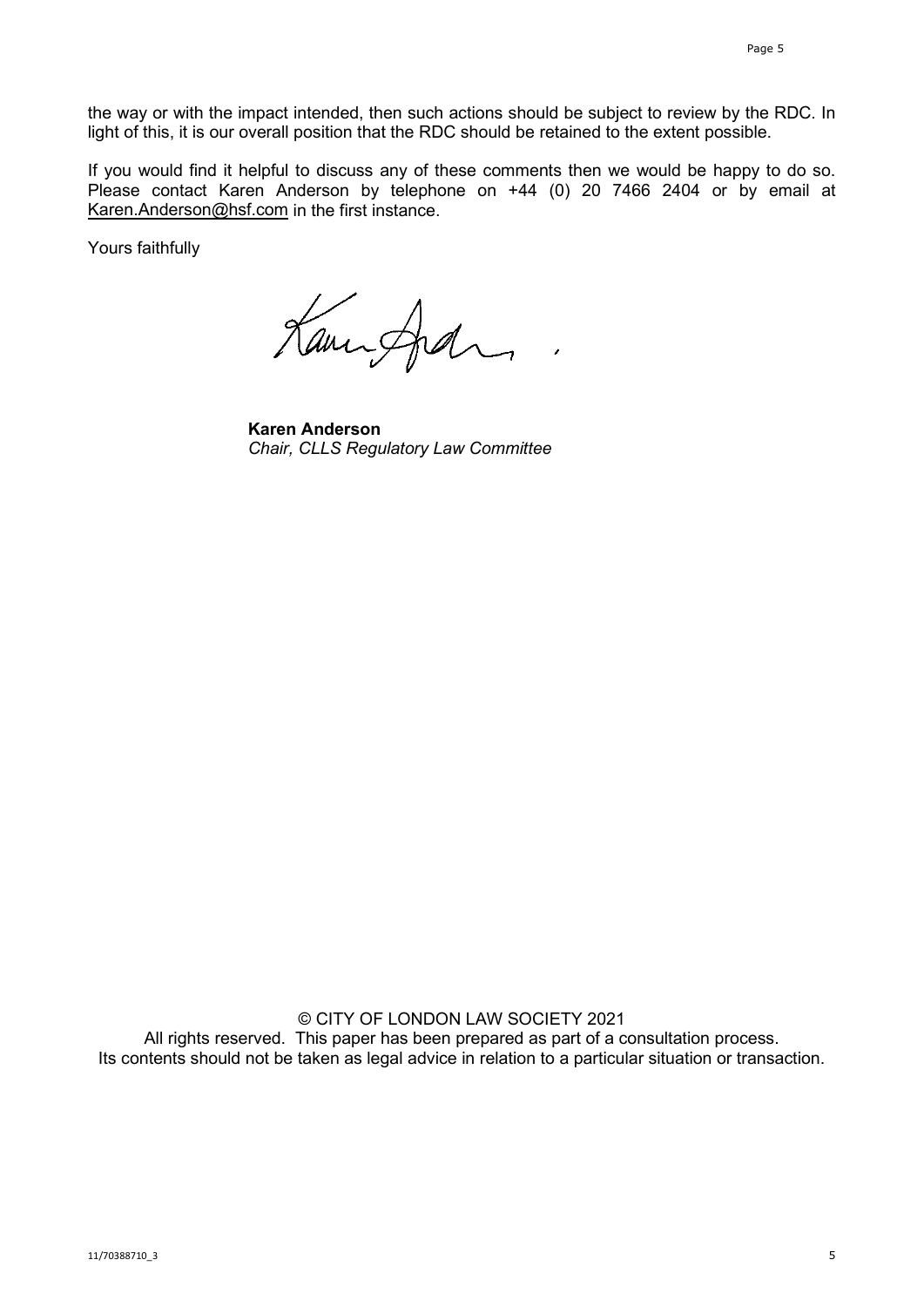the way or with the impact intended, then such actions should be subject to review by the RDC. In light of this, it is our overall position that the RDC should be retained to the extent possible.

If you would find it helpful to discuss any of these comments then we would be happy to do so. Please contact Karen Anderson by telephone on +44 (0) 20 7466 2404 or by email at Karen.Anderson@hsf.com in the first instance.

Yours faithfully

**Karen Anderson**
*Chair, CLLS Regulatory Law Committee*

© CITY OF LONDON LAW SOCIETY 2021
All rights reserved. This paper has been prepared as part of a consultation process.
Its contents should not be taken as legal advice in relation to a particular situation or transaction.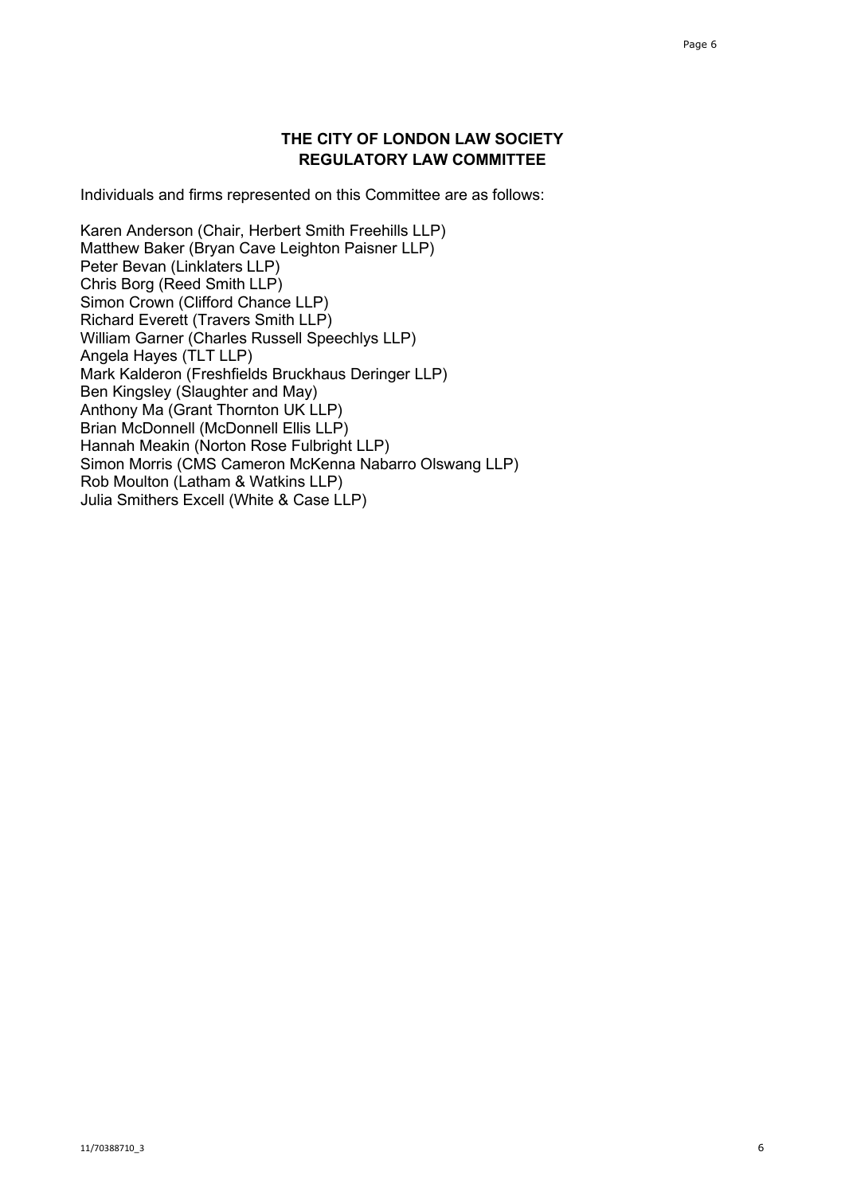## THE CITY OF LONDON LAW SOCIETY
## REGULATORY LAW COMMITTEE

Individuals and firms represented on this Committee are as follows:

Karen Anderson (Chair, Herbert Smith Freehills LLP)
Matthew Baker (Bryan Cave Leighton Paisner LLP)
Peter Bevan (Linklaters LLP)
Chris Borg (Reed Smith LLP)
Simon Crown (Clifford Chance LLP)
Richard Everett (Travers Smith LLP)
William Garner (Charles Russell Speechlys LLP)
Angela Hayes (TLT LLP)
Mark Kalderon (Freshfields Bruckhaus Deringer LLP)
Ben Kingsley (Slaughter and May)
Anthony Ma (Grant Thornton UK LLP)
Brian McDonnell (McDonnell Ellis LLP)
Hannah Meakin (Norton Rose Fulbright LLP)
Simon Morris (CMS Cameron McKenna Nabarro Olswang LLP)
Rob Moulton (Latham & Watkins LLP)
Julia Smithers Excell (White & Case LLP)

11/70388710_3